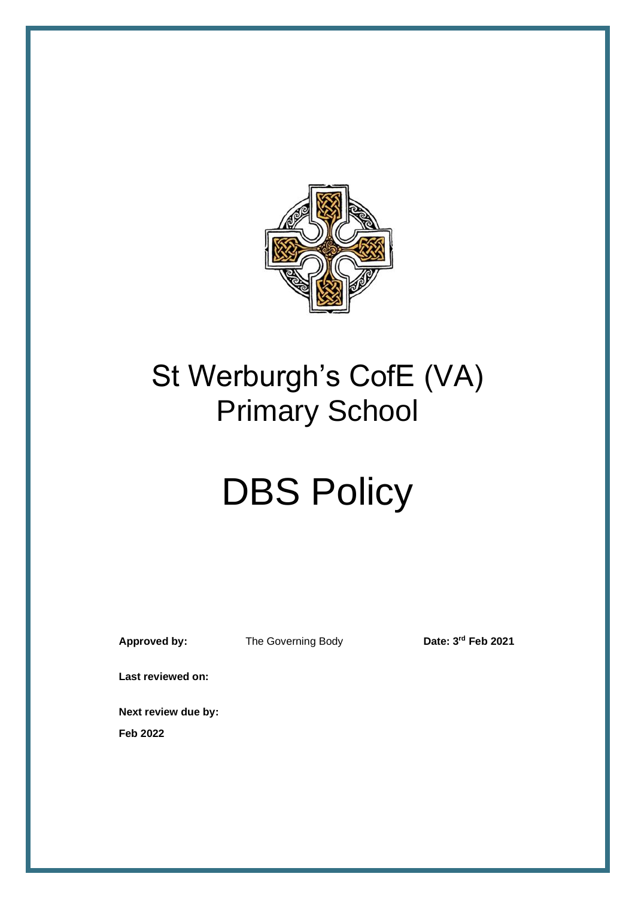# St Werburgh's CofE (VA) Primary School

# DBS Policy

**Approved by:** The Governing Body **Date: 3rd Feb 2021**

**Last reviewed on:**

**Next review due by:**

**Feb 2022**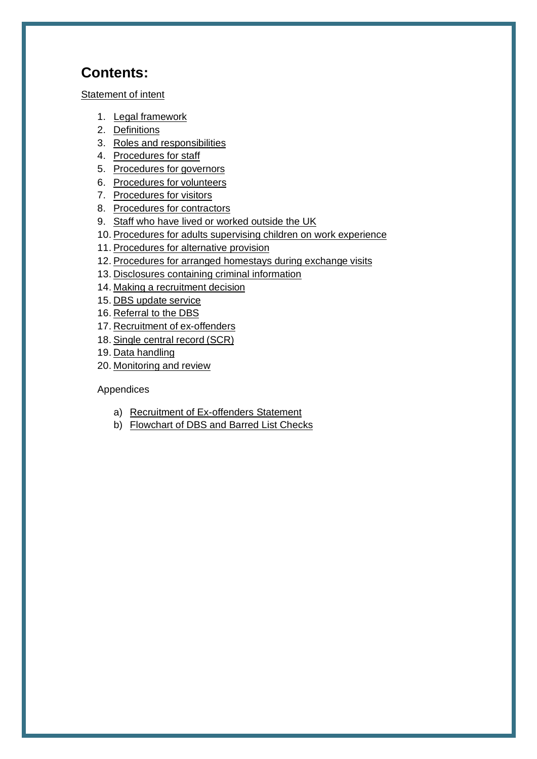# Contents:

Statement of intent

1. Legal framework
2. Definitions
3. Roles and responsibilities
4. Procedures for staff
5. Procedures for governors
6. Procedures for volunteers
7. Procedures for visitors
8. Procedures for contractors
9. Staff who have lived or worked outside the UK
10. Procedures for adults supervising children on work experience
11. Procedures for alternative provision
12. Procedures for arranged homestays during exchange visits
13. Disclosures containing criminal information
14. Making a recruitment decision
15. DBS update service
16. Referral to the DBS
17. Recruitment of ex-offenders
18. Single central record (SCR)
19. Data handling
20. Monitoring and review

Appendices

a) Recruitment of Ex-offenders Statement
b) Flowchart of DBS and Barred List Checks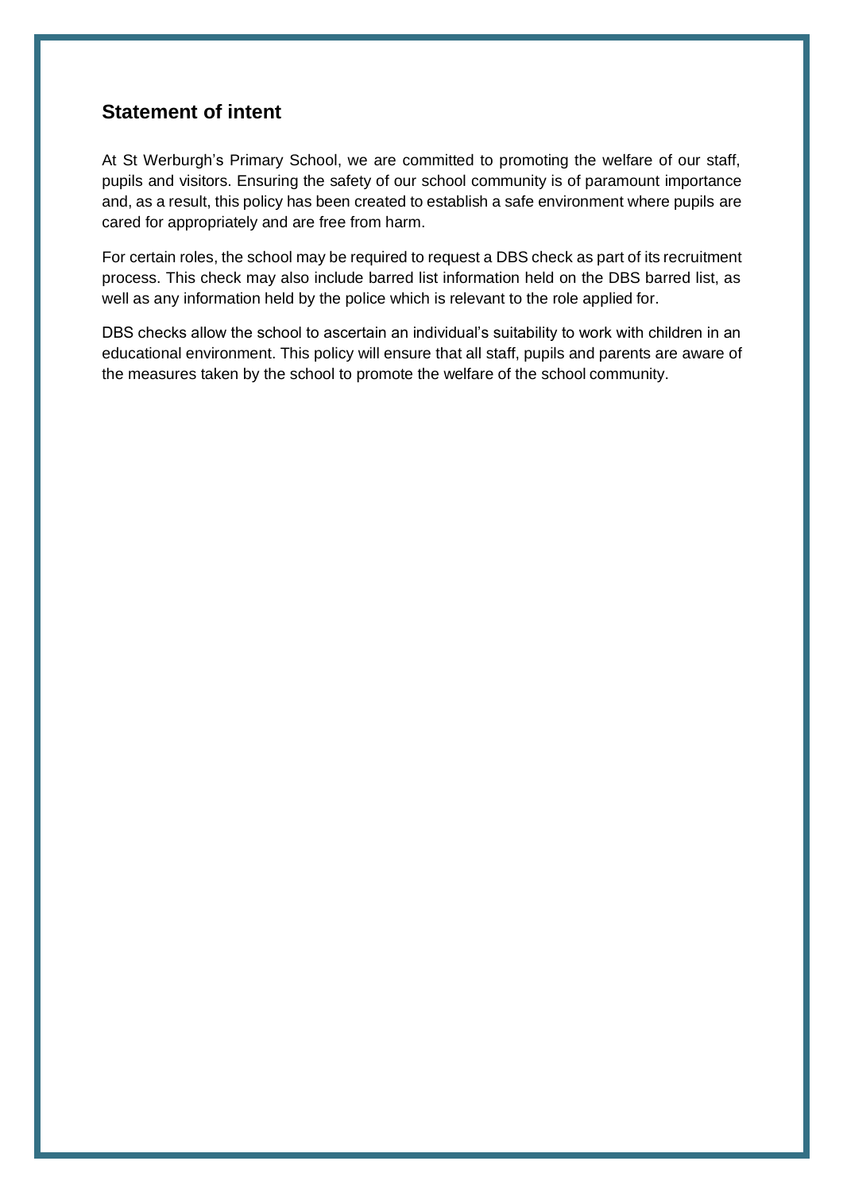## Statement of intent

At St Werburgh's Primary School, we are committed to promoting the welfare of our staff, pupils and visitors. Ensuring the safety of our school community is of paramount importance and, as a result, this policy has been created to establish a safe environment where pupils are cared for appropriately and are free from harm.

For certain roles, the school may be required to request a DBS check as part of its recruitment process. This check may also include barred list information held on the DBS barred list, as well as any information held by the police which is relevant to the role applied for.

DBS checks allow the school to ascertain an individual's suitability to work with children in an educational environment. This policy will ensure that all staff, pupils and parents are aware of the measures taken by the school to promote the welfare of the school community.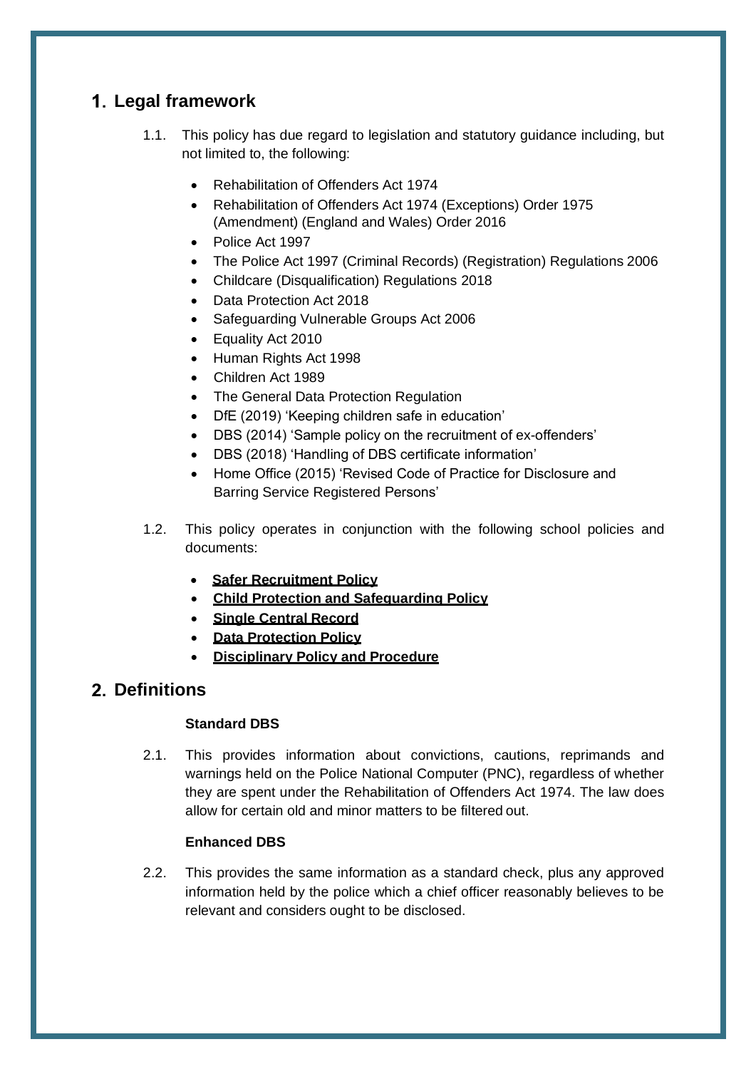## 1. Legal framework

1.1. This policy has due regard to legislation and statutory guidance including, but not limited to, the following:

- Rehabilitation of Offenders Act 1974
- Rehabilitation of Offenders Act 1974 (Exceptions) Order 1975 (Amendment) (England and Wales) Order 2016
- Police Act 1997
- The Police Act 1997 (Criminal Records) (Registration) Regulations 2006
- Childcare (Disqualification) Regulations 2018
- Data Protection Act 2018
- Safeguarding Vulnerable Groups Act 2006
- Equality Act 2010
- Human Rights Act 1998
- Children Act 1989
- The General Data Protection Regulation
- DfE (2019) 'Keeping children safe in education'
- DBS (2014) 'Sample policy on the recruitment of ex-offenders'
- DBS (2018) 'Handling of DBS certificate information'
- Home Office (2015) 'Revised Code of Practice for Disclosure and Barring Service Registered Persons'

1.2. This policy operates in conjunction with the following school policies and documents:

- **Safer Recruitment Policy**
- **Child Protection and Safeguarding Policy**
- **Single Central Record**
- **Data Protection Policy**
- **Disciplinary Policy and Procedure**

## 2. Definitions

**Standard DBS**

2.1. This provides information about convictions, cautions, reprimands and warnings held on the Police National Computer (PNC), regardless of whether they are spent under the Rehabilitation of Offenders Act 1974. The law does allow for certain old and minor matters to be filtered out.

**Enhanced DBS**

2.2. This provides the same information as a standard check, plus any approved information held by the police which a chief officer reasonably believes to be relevant and considers ought to be disclosed.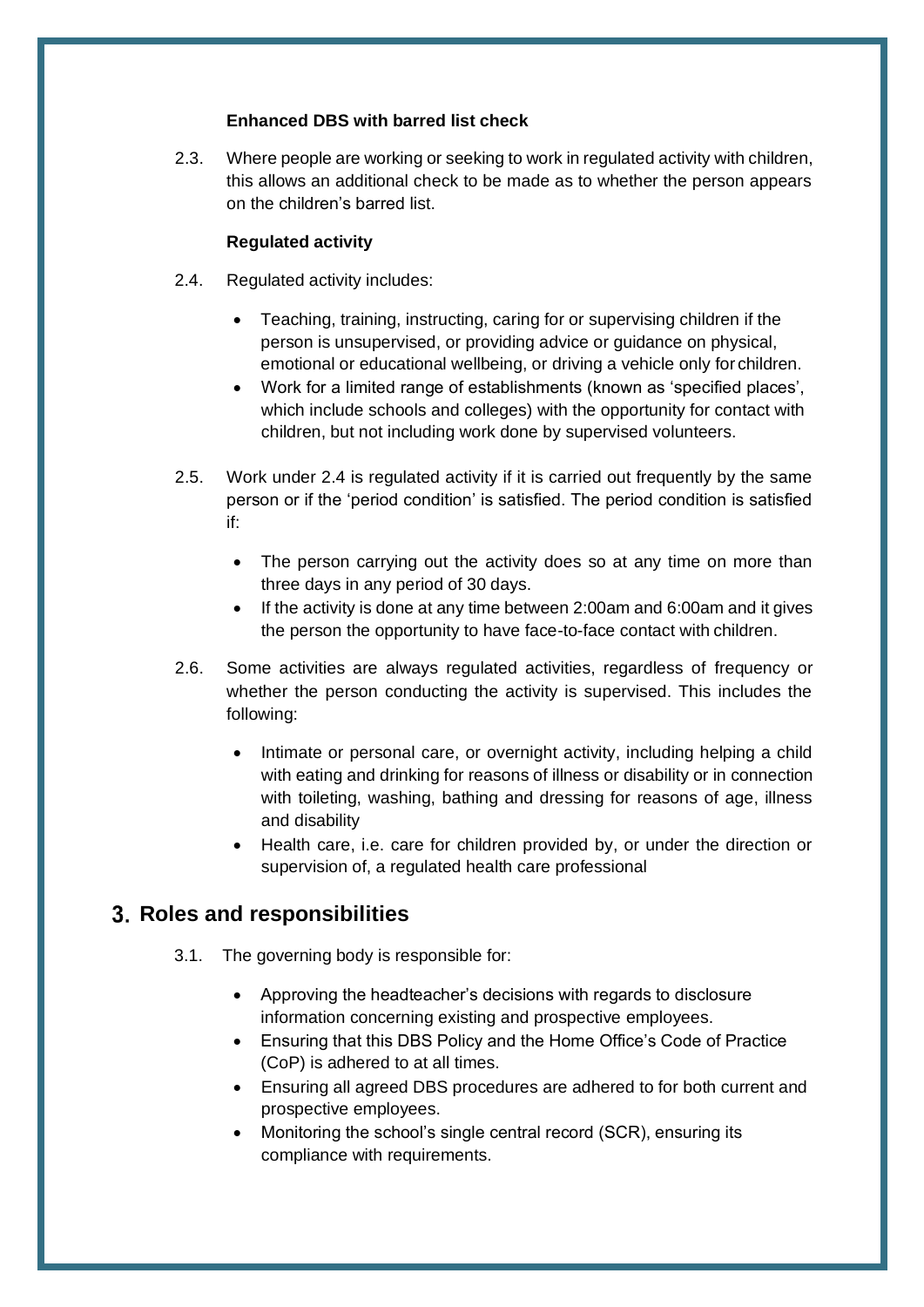**Enhanced DBS with barred list check**

2.3. Where people are working or seeking to work in regulated activity with children, this allows an additional check to be made as to whether the person appears on the children's barred list.

**Regulated activity**

2.4. Regulated activity includes:

- Teaching, training, instructing, caring for or supervising children if the person is unsupervised, or providing advice or guidance on physical, emotional or educational wellbeing, or driving a vehicle only for children.
- Work for a limited range of establishments (known as 'specified places', which include schools and colleges) with the opportunity for contact with children, but not including work done by supervised volunteers.

2.5. Work under 2.4 is regulated activity if it is carried out frequently by the same person or if the 'period condition' is satisfied. The period condition is satisfied if:

- The person carrying out the activity does so at any time on more than three days in any period of 30 days.
- If the activity is done at any time between 2:00am and 6:00am and it gives the person the opportunity to have face-to-face contact with children.

2.6. Some activities are always regulated activities, regardless of frequency or whether the person conducting the activity is supervised. This includes the following:

- Intimate or personal care, or overnight activity, including helping a child with eating and drinking for reasons of illness or disability or in connection with toileting, washing, bathing and dressing for reasons of age, illness and disability
- Health care, i.e. care for children provided by, or under the direction or supervision of, a regulated health care professional

## 3. Roles and responsibilities

3.1. The governing body is responsible for:

- Approving the headteacher's decisions with regards to disclosure information concerning existing and prospective employees.
- Ensuring that this DBS Policy and the Home Office's Code of Practice (CoP) is adhered to at all times.
- Ensuring all agreed DBS procedures are adhered to for both current and prospective employees.
- Monitoring the school's single central record (SCR), ensuring its compliance with requirements.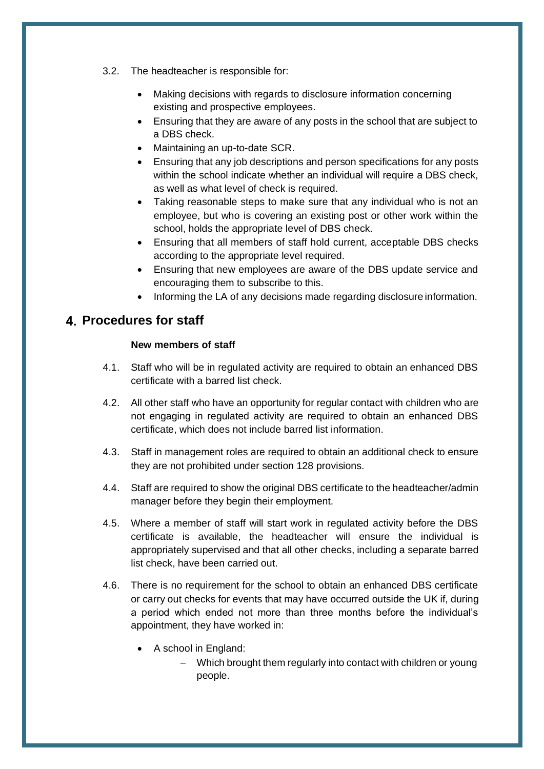3.2. The headteacher is responsible for:

- Making decisions with regards to disclosure information concerning existing and prospective employees.
- Ensuring that they are aware of any posts in the school that are subject to a DBS check.
- Maintaining an up-to-date SCR.
- Ensuring that any job descriptions and person specifications for any posts within the school indicate whether an individual will require a DBS check, as well as what level of check is required.
- Taking reasonable steps to make sure that any individual who is not an employee, but who is covering an existing post or other work within the school, holds the appropriate level of DBS check.
- Ensuring that all members of staff hold current, acceptable DBS checks according to the appropriate level required.
- Ensuring that new employees are aware of the DBS update service and encouraging them to subscribe to this.
- Informing the LA of any decisions made regarding disclosure information.

## 4. Procedures for staff

**New members of staff**

4.1. Staff who will be in regulated activity are required to obtain an enhanced DBS certificate with a barred list check.

4.2. All other staff who have an opportunity for regular contact with children who are not engaging in regulated activity are required to obtain an enhanced DBS certificate, which does not include barred list information.

4.3. Staff in management roles are required to obtain an additional check to ensure they are not prohibited under section 128 provisions.

4.4. Staff are required to show the original DBS certificate to the headteacher/admin manager before they begin their employment.

4.5. Where a member of staff will start work in regulated activity before the DBS certificate is available, the headteacher will ensure the individual is appropriately supervised and that all other checks, including a separate barred list check, have been carried out.

4.6. There is no requirement for the school to obtain an enhanced DBS certificate or carry out checks for events that may have occurred outside the UK if, during a period which ended not more than three months before the individual's appointment, they have worked in:

- A school in England:
  - Which brought them regularly into contact with children or young people.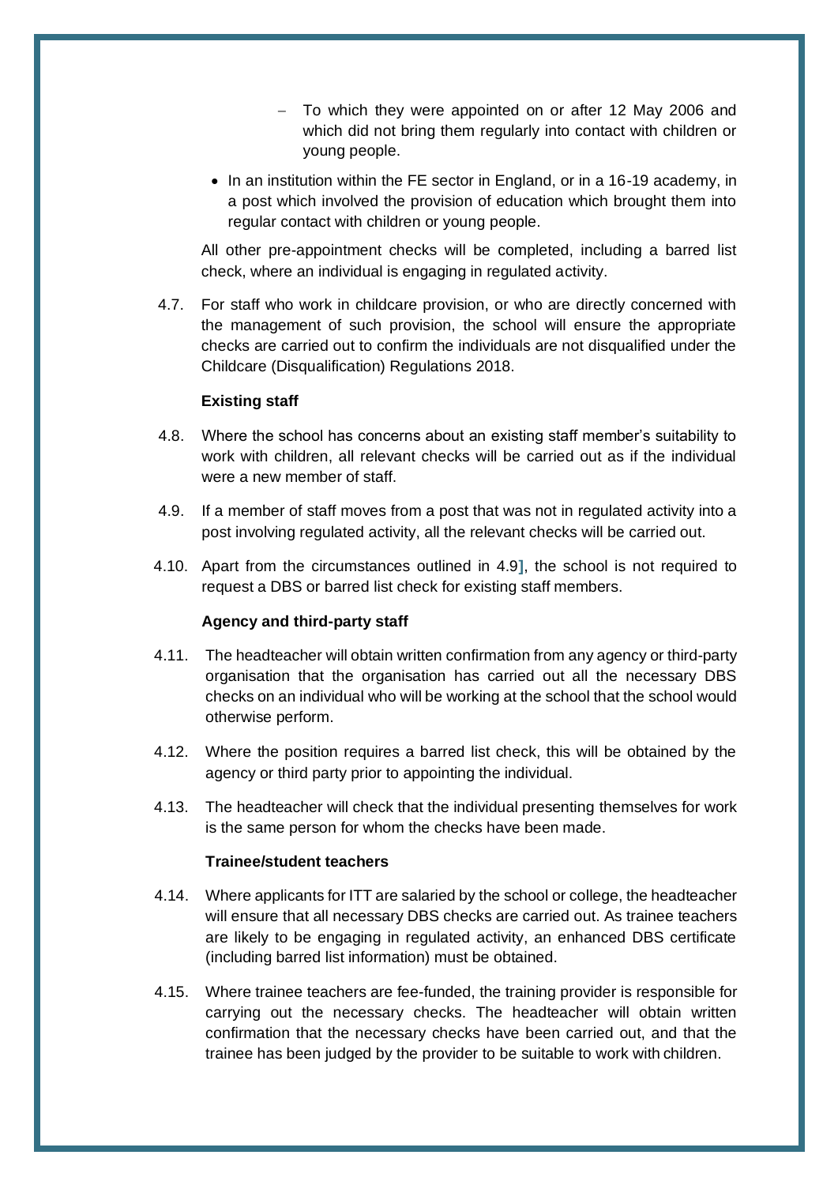- To which they were appointed on or after 12 May 2006 and which did not bring them regularly into contact with children or young people.
- In an institution within the FE sector in England, or in a 16-19 academy, in a post which involved the provision of education which brought them into regular contact with children or young people.

All other pre-appointment checks will be completed, including a barred list check, where an individual is engaging in regulated activity.

4.7. For staff who work in childcare provision, or who are directly concerned with the management of such provision, the school will ensure the appropriate checks are carried out to confirm the individuals are not disqualified under the Childcare (Disqualification) Regulations 2018.

**Existing staff**

4.8. Where the school has concerns about an existing staff member's suitability to work with children, all relevant checks will be carried out as if the individual were a new member of staff.

4.9. If a member of staff moves from a post that was not in regulated activity into a post involving regulated activity, all the relevant checks will be carried out.

4.10. Apart from the circumstances outlined in 4.9], the school is not required to request a DBS or barred list check for existing staff members.

**Agency and third-party staff**

4.11. The headteacher will obtain written confirmation from any agency or third-party organisation that the organisation has carried out all the necessary DBS checks on an individual who will be working at the school that the school would otherwise perform.

4.12. Where the position requires a barred list check, this will be obtained by the agency or third party prior to appointing the individual.

4.13. The headteacher will check that the individual presenting themselves for work is the same person for whom the checks have been made.

**Trainee/student teachers**

4.14. Where applicants for ITT are salaried by the school or college, the headteacher will ensure that all necessary DBS checks are carried out. As trainee teachers are likely to be engaging in regulated activity, an enhanced DBS certificate (including barred list information) must be obtained.

4.15. Where trainee teachers are fee-funded, the training provider is responsible for carrying out the necessary checks. The headteacher will obtain written confirmation that the necessary checks have been carried out, and that the trainee has been judged by the provider to be suitable to work with children.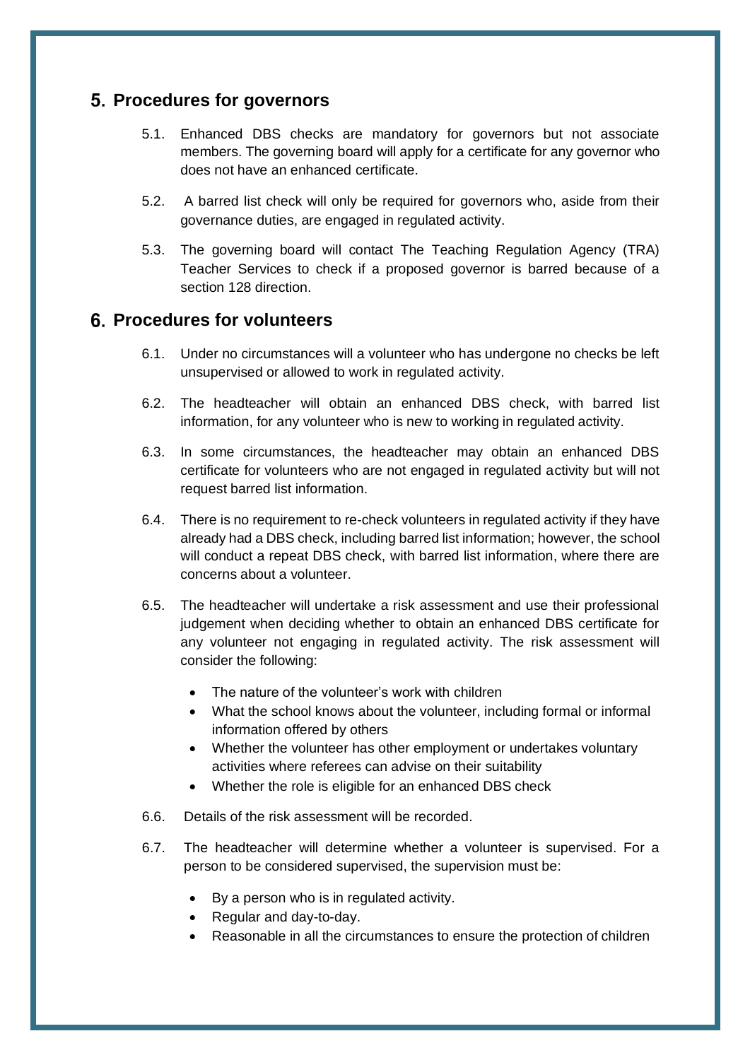## 5. Procedures for governors

5.1. Enhanced DBS checks are mandatory for governors but not associate members. The governing board will apply for a certificate for any governor who does not have an enhanced certificate.

5.2. A barred list check will only be required for governors who, aside from their governance duties, are engaged in regulated activity.

5.3. The governing board will contact The Teaching Regulation Agency (TRA) Teacher Services to check if a proposed governor is barred because of a section 128 direction.

## 6. Procedures for volunteers

6.1. Under no circumstances will a volunteer who has undergone no checks be left unsupervised or allowed to work in regulated activity.

6.2. The headteacher will obtain an enhanced DBS check, with barred list information, for any volunteer who is new to working in regulated activity.

6.3. In some circumstances, the headteacher may obtain an enhanced DBS certificate for volunteers who are not engaged in regulated activity but will not request barred list information.

6.4. There is no requirement to re-check volunteers in regulated activity if they have already had a DBS check, including barred list information; however, the school will conduct a repeat DBS check, with barred list information, where there are concerns about a volunteer.

6.5. The headteacher will undertake a risk assessment and use their professional judgement when deciding whether to obtain an enhanced DBS certificate for any volunteer not engaging in regulated activity. The risk assessment will consider the following:

- The nature of the volunteer's work with children
- What the school knows about the volunteer, including formal or informal information offered by others
- Whether the volunteer has other employment or undertakes voluntary activities where referees can advise on their suitability
- Whether the role is eligible for an enhanced DBS check

6.6. Details of the risk assessment will be recorded.

6.7. The headteacher will determine whether a volunteer is supervised. For a person to be considered supervised, the supervision must be:

- By a person who is in regulated activity.
- Regular and day-to-day.
- Reasonable in all the circumstances to ensure the protection of children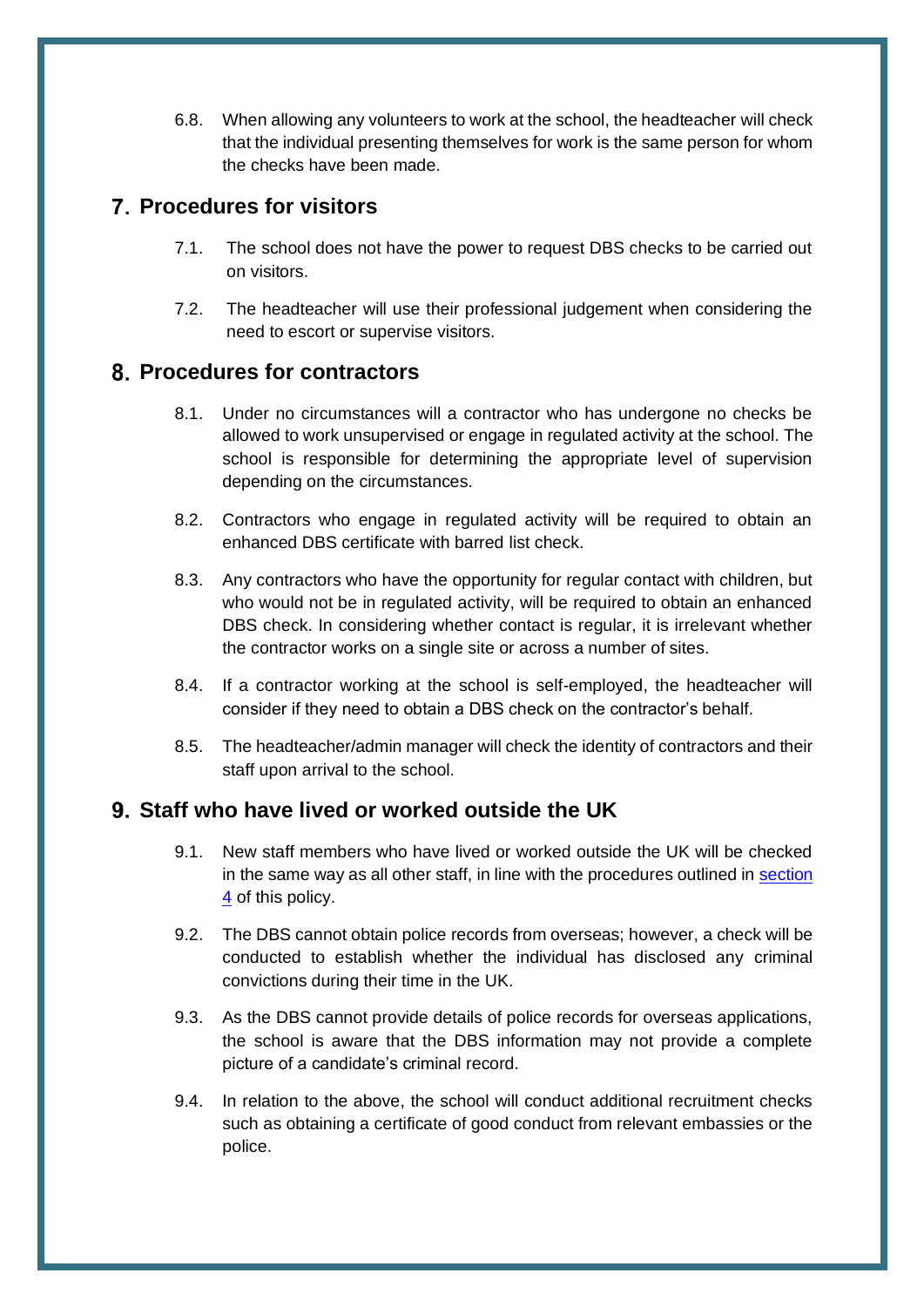6.8. When allowing any volunteers to work at the school, the headteacher will check that the individual presenting themselves for work is the same person for whom the checks have been made.

## 7. Procedures for visitors

7.1. The school does not have the power to request DBS checks to be carried out on visitors.

7.2. The headteacher will use their professional judgement when considering the need to escort or supervise visitors.

## 8. Procedures for contractors

8.1. Under no circumstances will a contractor who has undergone no checks be allowed to work unsupervised or engage in regulated activity at the school. The school is responsible for determining the appropriate level of supervision depending on the circumstances.

8.2. Contractors who engage in regulated activity will be required to obtain an enhanced DBS certificate with barred list check.

8.3. Any contractors who have the opportunity for regular contact with children, but who would not be in regulated activity, will be required to obtain an enhanced DBS check. In considering whether contact is regular, it is irrelevant whether the contractor works on a single site or across a number of sites.

8.4. If a contractor working at the school is self-employed, the headteacher will consider if they need to obtain a DBS check on the contractor's behalf.

8.5. The headteacher/admin manager will check the identity of contractors and their staff upon arrival to the school.

## 9. Staff who have lived or worked outside the UK

9.1. New staff members who have lived or worked outside the UK will be checked in the same way as all other staff, in line with the procedures outlined in section 4 of this policy.

9.2. The DBS cannot obtain police records from overseas; however, a check will be conducted to establish whether the individual has disclosed any criminal convictions during their time in the UK.

9.3. As the DBS cannot provide details of police records for overseas applications, the school is aware that the DBS information may not provide a complete picture of a candidate's criminal record.

9.4. In relation to the above, the school will conduct additional recruitment checks such as obtaining a certificate of good conduct from relevant embassies or the police.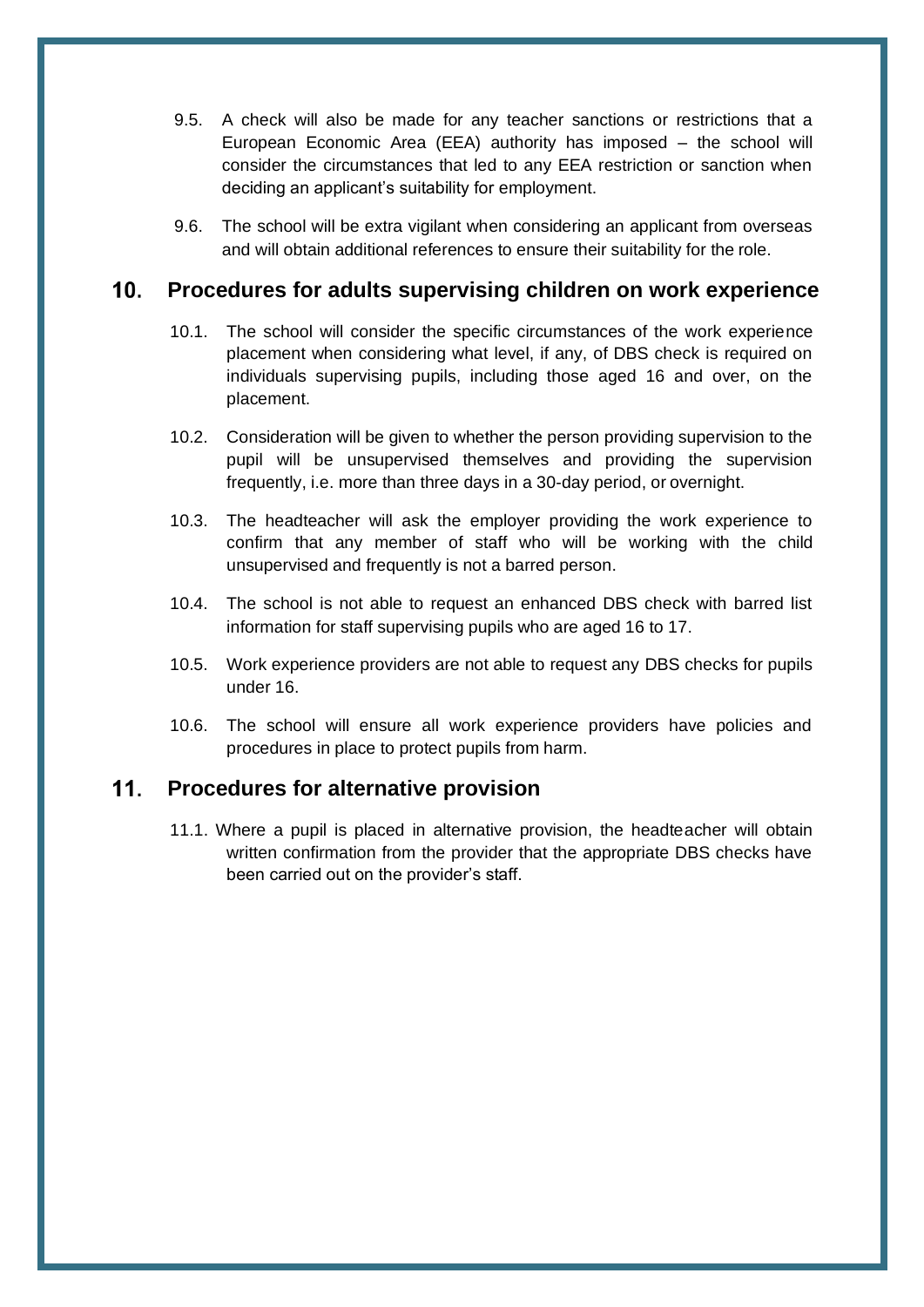9.5. A check will also be made for any teacher sanctions or restrictions that a European Economic Area (EEA) authority has imposed – the school will consider the circumstances that led to any EEA restriction or sanction when deciding an applicant's suitability for employment.

9.6. The school will be extra vigilant when considering an applicant from overseas and will obtain additional references to ensure their suitability for the role.

## 10. Procedures for adults supervising children on work experience

10.1. The school will consider the specific circumstances of the work experience placement when considering what level, if any, of DBS check is required on individuals supervising pupils, including those aged 16 and over, on the placement.

10.2. Consideration will be given to whether the person providing supervision to the pupil will be unsupervised themselves and providing the supervision frequently, i.e. more than three days in a 30-day period, or overnight.

10.3. The headteacher will ask the employer providing the work experience to confirm that any member of staff who will be working with the child unsupervised and frequently is not a barred person.

10.4. The school is not able to request an enhanced DBS check with barred list information for staff supervising pupils who are aged 16 to 17.

10.5. Work experience providers are not able to request any DBS checks for pupils under 16.

10.6. The school will ensure all work experience providers have policies and procedures in place to protect pupils from harm.

## 11. Procedures for alternative provision

11.1. Where a pupil is placed in alternative provision, the headteacher will obtain written confirmation from the provider that the appropriate DBS checks have been carried out on the provider's staff.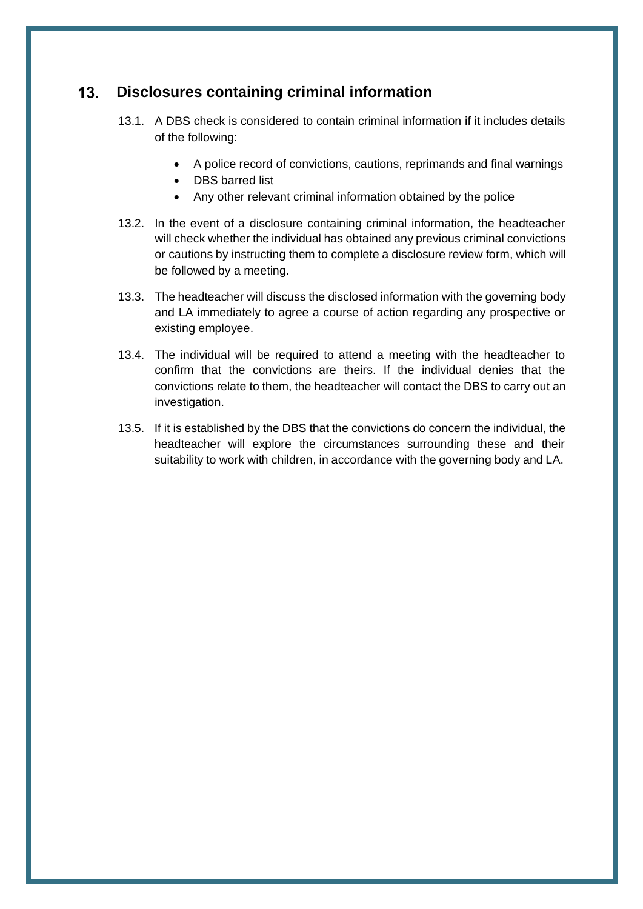## 13. Disclosures containing criminal information

13.1. A DBS check is considered to contain criminal information if it includes details of the following:

- A police record of convictions, cautions, reprimands and final warnings
- DBS barred list
- Any other relevant criminal information obtained by the police

13.2. In the event of a disclosure containing criminal information, the headteacher will check whether the individual has obtained any previous criminal convictions or cautions by instructing them to complete a disclosure review form, which will be followed by a meeting.

13.3. The headteacher will discuss the disclosed information with the governing body and LA immediately to agree a course of action regarding any prospective or existing employee.

13.4. The individual will be required to attend a meeting with the headteacher to confirm that the convictions are theirs. If the individual denies that the convictions relate to them, the headteacher will contact the DBS to carry out an investigation.

13.5. If it is established by the DBS that the convictions do concern the individual, the headteacher will explore the circumstances surrounding these and their suitability to work with children, in accordance with the governing body and LA.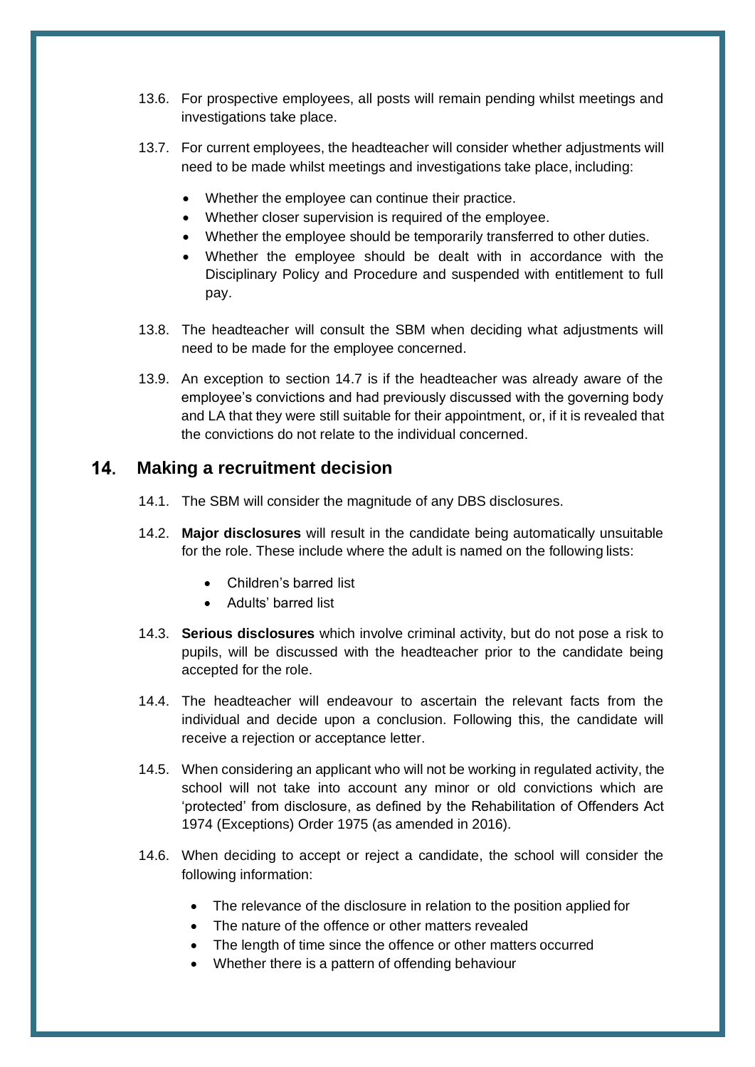13.6. For prospective employees, all posts will remain pending whilst meetings and investigations take place.

13.7. For current employees, the headteacher will consider whether adjustments will need to be made whilst meetings and investigations take place, including:

- Whether the employee can continue their practice.
- Whether closer supervision is required of the employee.
- Whether the employee should be temporarily transferred to other duties.
- Whether the employee should be dealt with in accordance with the Disciplinary Policy and Procedure and suspended with entitlement to full pay.

13.8. The headteacher will consult the SBM when deciding what adjustments will need to be made for the employee concerned.

13.9. An exception to section 14.7 is if the headteacher was already aware of the employee's convictions and had previously discussed with the governing body and LA that they were still suitable for their appointment, or, if it is revealed that the convictions do not relate to the individual concerned.

## 14. Making a recruitment decision

14.1. The SBM will consider the magnitude of any DBS disclosures.

14.2. **Major disclosures** will result in the candidate being automatically unsuitable for the role. These include where the adult is named on the following lists:

- Children's barred list
- Adults' barred list

14.3. **Serious disclosures** which involve criminal activity, but do not pose a risk to pupils, will be discussed with the headteacher prior to the candidate being accepted for the role.

14.4. The headteacher will endeavour to ascertain the relevant facts from the individual and decide upon a conclusion. Following this, the candidate will receive a rejection or acceptance letter.

14.5. When considering an applicant who will not be working in regulated activity, the school will not take into account any minor or old convictions which are 'protected' from disclosure, as defined by the Rehabilitation of Offenders Act 1974 (Exceptions) Order 1975 (as amended in 2016).

14.6. When deciding to accept or reject a candidate, the school will consider the following information:

- The relevance of the disclosure in relation to the position applied for
- The nature of the offence or other matters revealed
- The length of time since the offence or other matters occurred
- Whether there is a pattern of offending behaviour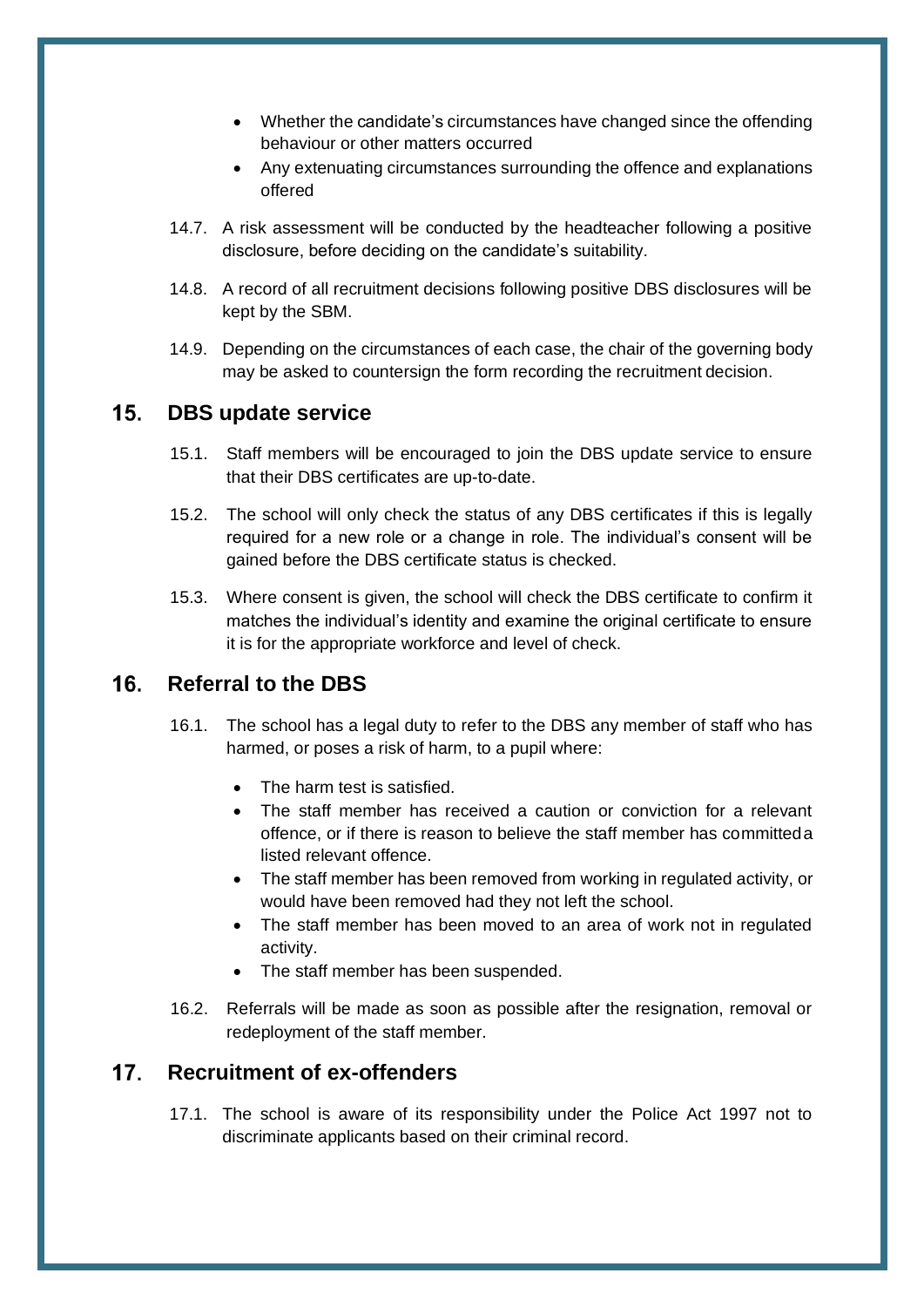- Whether the candidate's circumstances have changed since the offending behaviour or other matters occurred
- Any extenuating circumstances surrounding the offence and explanations offered

14.7. A risk assessment will be conducted by the headteacher following a positive disclosure, before deciding on the candidate's suitability.

14.8. A record of all recruitment decisions following positive DBS disclosures will be kept by the SBM.

14.9. Depending on the circumstances of each case, the chair of the governing body may be asked to countersign the form recording the recruitment decision.

## 15. DBS update service

15.1. Staff members will be encouraged to join the DBS update service to ensure that their DBS certificates are up-to-date.

15.2. The school will only check the status of any DBS certificates if this is legally required for a new role or a change in role. The individual's consent will be gained before the DBS certificate status is checked.

15.3. Where consent is given, the school will check the DBS certificate to confirm it matches the individual's identity and examine the original certificate to ensure it is for the appropriate workforce and level of check.

## 16. Referral to the DBS

16.1. The school has a legal duty to refer to the DBS any member of staff who has harmed, or poses a risk of harm, to a pupil where:

- The harm test is satisfied.
- The staff member has received a caution or conviction for a relevant offence, or if there is reason to believe the staff member has committed a listed relevant offence.
- The staff member has been removed from working in regulated activity, or would have been removed had they not left the school.
- The staff member has been moved to an area of work not in regulated activity.
- The staff member has been suspended.

16.2. Referrals will be made as soon as possible after the resignation, removal or redeployment of the staff member.

## 17. Recruitment of ex-offenders

17.1. The school is aware of its responsibility under the Police Act 1997 not to discriminate applicants based on their criminal record.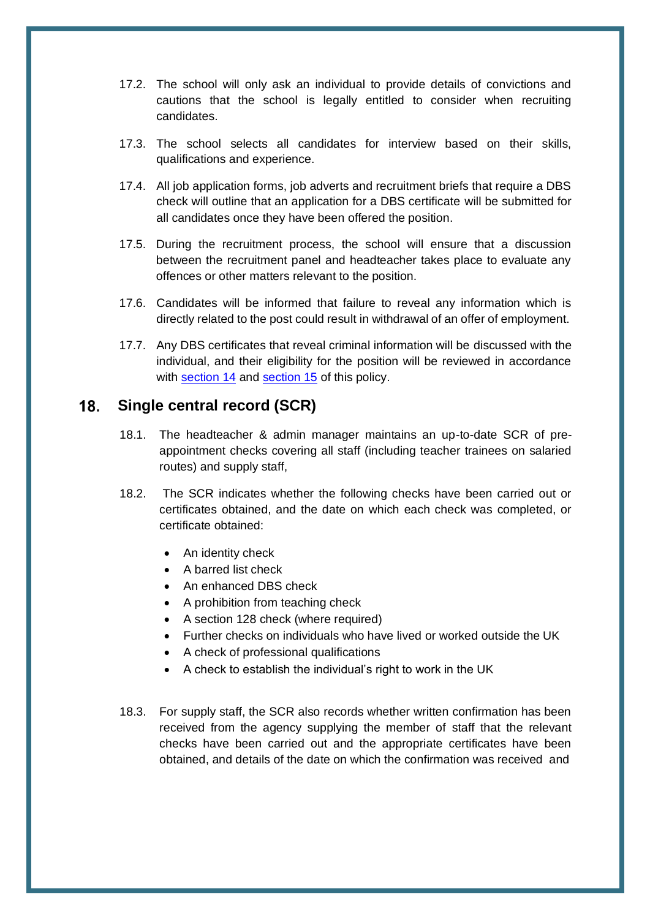17.2. The school will only ask an individual to provide details of convictions and cautions that the school is legally entitled to consider when recruiting candidates.

17.3. The school selects all candidates for interview based on their skills, qualifications and experience.

17.4. All job application forms, job adverts and recruitment briefs that require a DBS check will outline that an application for a DBS certificate will be submitted for all candidates once they have been offered the position.

17.5. During the recruitment process, the school will ensure that a discussion between the recruitment panel and headteacher takes place to evaluate any offences or other matters relevant to the position.

17.6. Candidates will be informed that failure to reveal any information which is directly related to the post could result in withdrawal of an offer of employment.

17.7. Any DBS certificates that reveal criminal information will be discussed with the individual, and their eligibility for the position will be reviewed in accordance with section 14 and section 15 of this policy.

## 18. Single central record (SCR)

18.1. The headteacher & admin manager maintains an up-to-date SCR of pre-appointment checks covering all staff (including teacher trainees on salaried routes) and supply staff,

18.2. The SCR indicates whether the following checks have been carried out or certificates obtained, and the date on which each check was completed, or certificate obtained:

- An identity check
- A barred list check
- An enhanced DBS check
- A prohibition from teaching check
- A section 128 check (where required)
- Further checks on individuals who have lived or worked outside the UK
- A check of professional qualifications
- A check to establish the individual's right to work in the UK

18.3. For supply staff, the SCR also records whether written confirmation has been received from the agency supplying the member of staff that the relevant checks have been carried out and the appropriate certificates have been obtained, and details of the date on which the confirmation was received and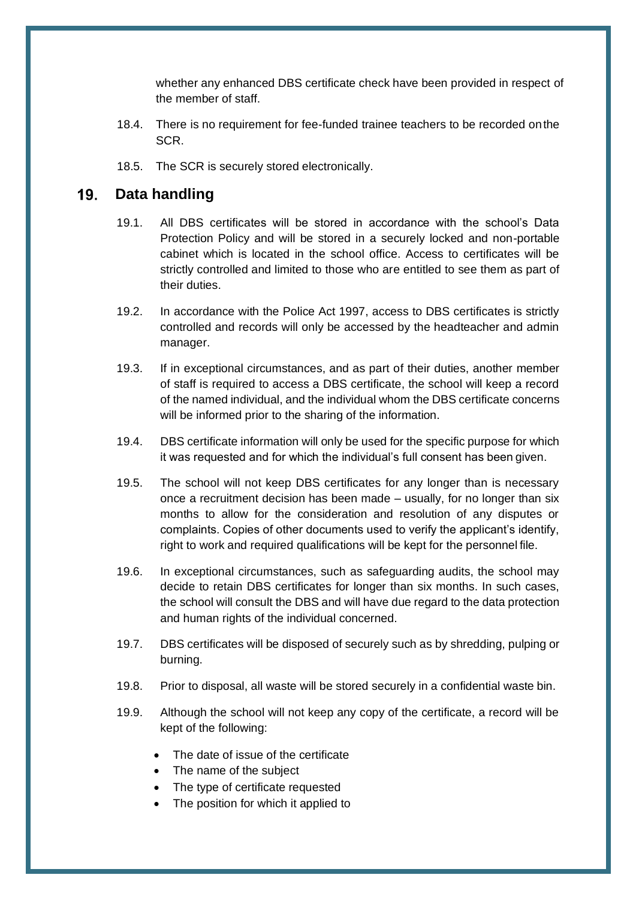whether any enhanced DBS certificate check have been provided in respect of the member of staff.

18.4. There is no requirement for fee-funded trainee teachers to be recorded onthe SCR.

18.5. The SCR is securely stored electronically.

## 19. Data handling

19.1. All DBS certificates will be stored in accordance with the school's Data Protection Policy and will be stored in a securely locked and non-portable cabinet which is located in the school office. Access to certificates will be strictly controlled and limited to those who are entitled to see them as part of their duties.

19.2. In accordance with the Police Act 1997, access to DBS certificates is strictly controlled and records will only be accessed by the headteacher and admin manager.

19.3. If in exceptional circumstances, and as part of their duties, another member of staff is required to access a DBS certificate, the school will keep a record of the named individual, and the individual whom the DBS certificate concerns will be informed prior to the sharing of the information.

19.4. DBS certificate information will only be used for the specific purpose for which it was requested and for which the individual's full consent has been given.

19.5. The school will not keep DBS certificates for any longer than is necessary once a recruitment decision has been made – usually, for no longer than six months to allow for the consideration and resolution of any disputes or complaints. Copies of other documents used to verify the applicant's identify, right to work and required qualifications will be kept for the personnel file.

19.6. In exceptional circumstances, such as safeguarding audits, the school may decide to retain DBS certificates for longer than six months. In such cases, the school will consult the DBS and will have due regard to the data protection and human rights of the individual concerned.

19.7. DBS certificates will be disposed of securely such as by shredding, pulping or burning.

19.8. Prior to disposal, all waste will be stored securely in a confidential waste bin.

19.9. Although the school will not keep any copy of the certificate, a record will be kept of the following:

- The date of issue of the certificate
- The name of the subject
- The type of certificate requested
- The position for which it applied to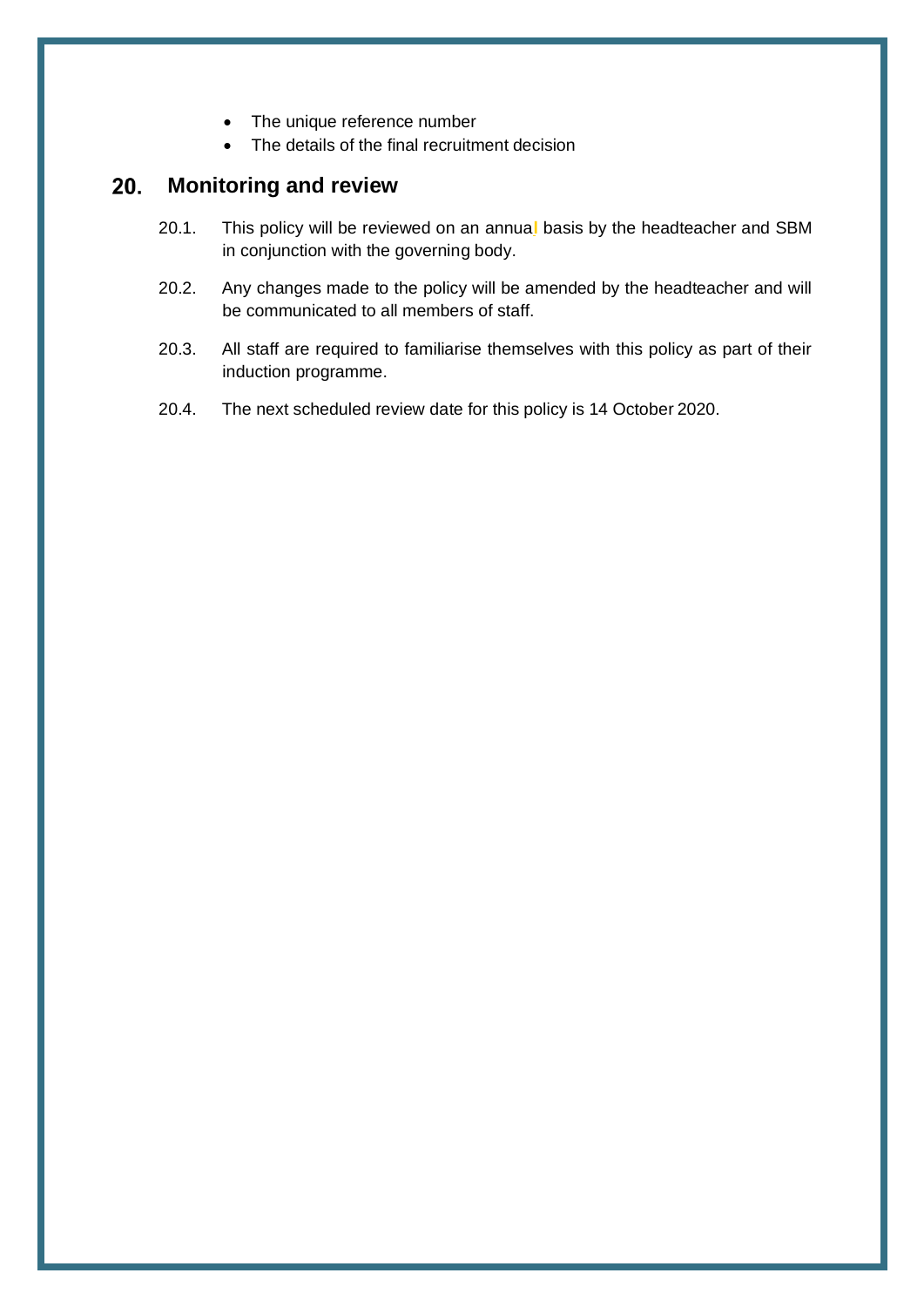- The unique reference number
- The details of the final recruitment decision

## 20. Monitoring and review

20.1. This policy will be reviewed on an annual basis by the headteacher and SBM in conjunction with the governing body.

20.2. Any changes made to the policy will be amended by the headteacher and will be communicated to all members of staff.

20.3. All staff are required to familiarise themselves with this policy as part of their induction programme.

20.4. The next scheduled review date for this policy is 14 October 2020.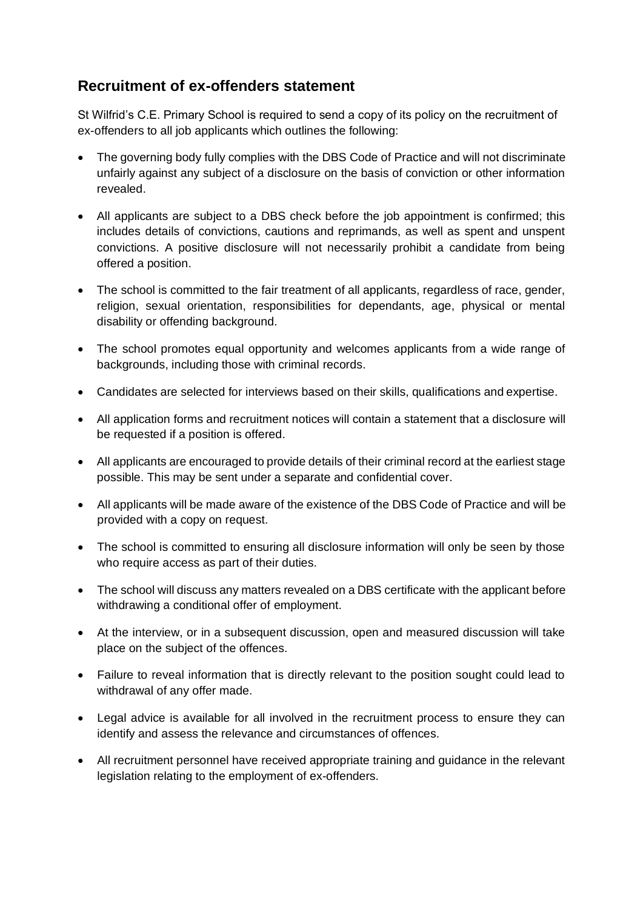## Recruitment of ex-offenders statement

St Wilfrid's C.E. Primary School is required to send a copy of its policy on the recruitment of ex-offenders to all job applicants which outlines the following:

- The governing body fully complies with the DBS Code of Practice and will not discriminate unfairly against any subject of a disclosure on the basis of conviction or other information revealed.
- All applicants are subject to a DBS check before the job appointment is confirmed; this includes details of convictions, cautions and reprimands, as well as spent and unspent convictions. A positive disclosure will not necessarily prohibit a candidate from being offered a position.
- The school is committed to the fair treatment of all applicants, regardless of race, gender, religion, sexual orientation, responsibilities for dependants, age, physical or mental disability or offending background.
- The school promotes equal opportunity and welcomes applicants from a wide range of backgrounds, including those with criminal records.
- Candidates are selected for interviews based on their skills, qualifications and expertise.
- All application forms and recruitment notices will contain a statement that a disclosure will be requested if a position is offered.
- All applicants are encouraged to provide details of their criminal record at the earliest stage possible. This may be sent under a separate and confidential cover.
- All applicants will be made aware of the existence of the DBS Code of Practice and will be provided with a copy on request.
- The school is committed to ensuring all disclosure information will only be seen by those who require access as part of their duties.
- The school will discuss any matters revealed on a DBS certificate with the applicant before withdrawing a conditional offer of employment.
- At the interview, or in a subsequent discussion, open and measured discussion will take place on the subject of the offences.
- Failure to reveal information that is directly relevant to the position sought could lead to withdrawal of any offer made.
- Legal advice is available for all involved in the recruitment process to ensure they can identify and assess the relevance and circumstances of offences.
- All recruitment personnel have received appropriate training and guidance in the relevant legislation relating to the employment of ex-offenders.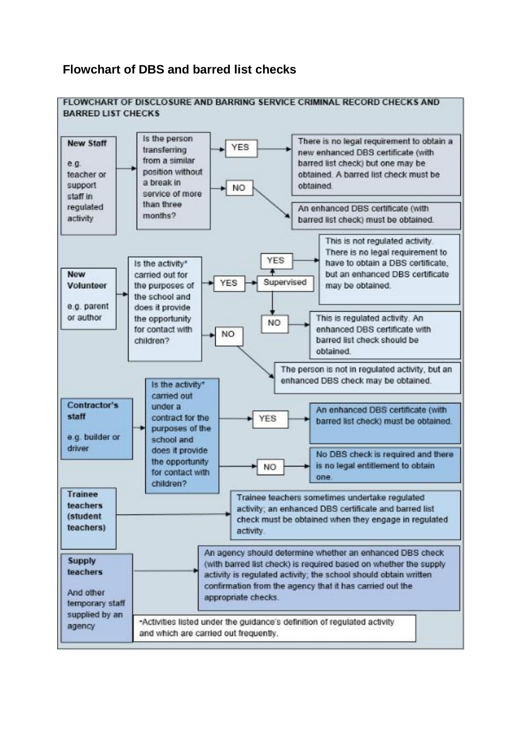## Flowchart of DBS and barred list checks

FLOWCHART OF DISCLOSURE AND BARRING SERVICE CRIMINAL RECORD CHECKS AND BARRED LIST CHECKS

**New Staff**

e.g. teacher or support staff in regulated activity

Is the person transferring from a similar position without a break in service of more than three months?

YES

There is no legal requirement to obtain a new enhanced DBS certificate (with barred list check) but one may be obtained. A barred list check must be obtained.

NO

An enhanced DBS certificate (with barred list check) must be obtained.

**New Volunteer**

e.g. parent or author

Is the activity* carried out for the purposes of the school and does it provide the opportunity for contact with children?

YES

Supervised

YES

This is not regulated activity. There is no legal requirement to have to obtain a DBS certificate, but an enhanced DBS certificate may be obtained.

NO

This is regulated activity. An enhanced DBS certificate with barred list check should be obtained.

NO

The person is not in regulated activity, but an enhanced DBS check may be obtained.

**Contractor's staff**

e.g. builder or driver

Is the activity* carried out under a contract for the purposes of the school and does it provide the opportunity for contact with children?

YES

An enhanced DBS certificate (with barred list check) must be obtained.

NO

No DBS check is required and there is no legal entitlement to obtain one.

**Trainee teachers (student teachers)**

Trainee teachers sometimes undertake regulated activity; an enhanced DBS certificate and barred list check must be obtained when they engage in regulated activity.

**Supply teachers**

And other temporary staff supplied by an agency

An agency should determine whether an enhanced DBS check (with barred list check) is required based on whether the supply activity is regulated activity; the school should obtain written confirmation from the agency that it has carried out the appropriate checks.

*Activities listed under the guidance's definition of regulated activity and which are carried out frequently.